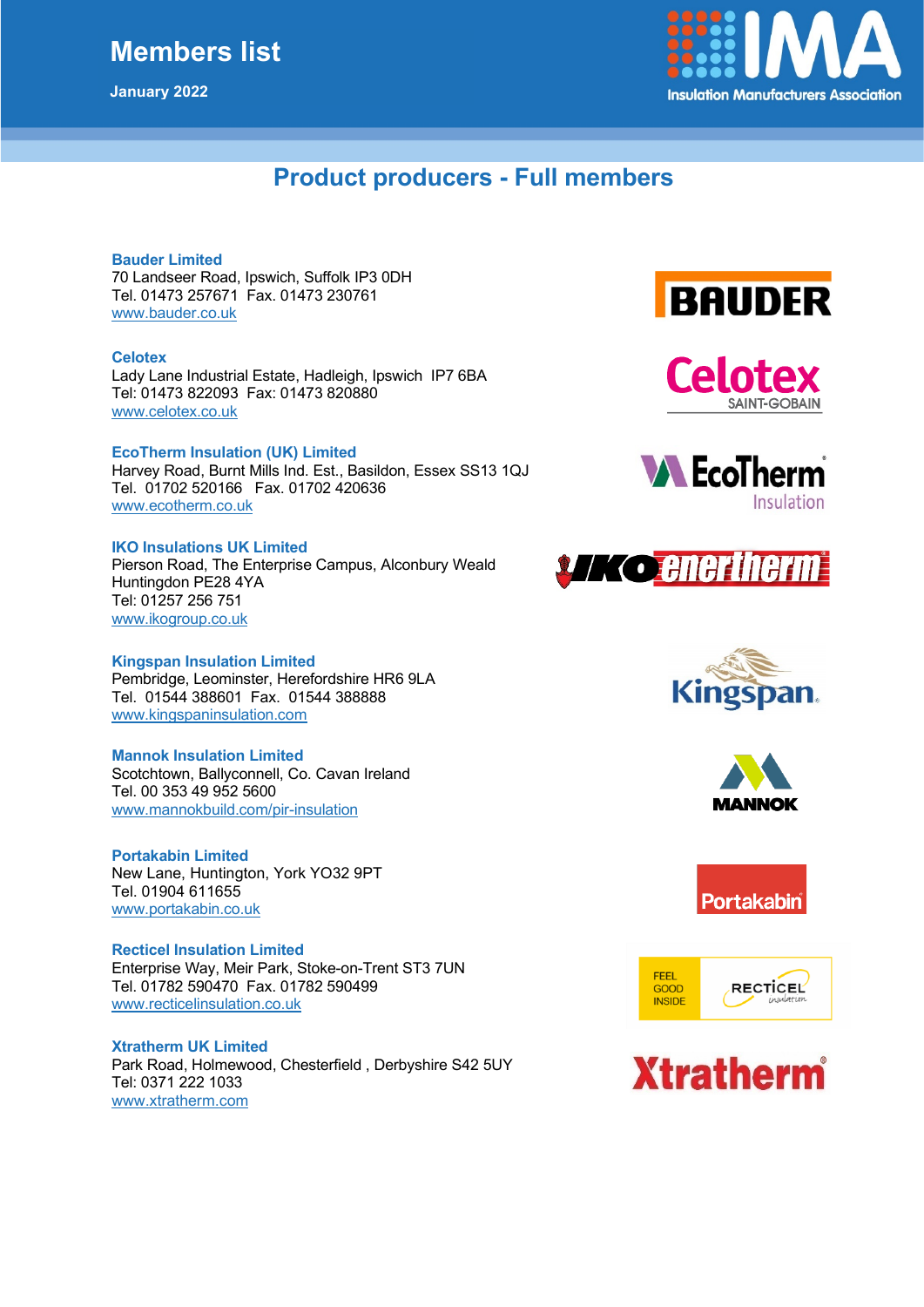# Members list

January 2022

Insulation Manufacturers Association

## Product producers - Full members

**Bauder Limited**
70 Landseer Road, Ipswich, Suffolk IP3 0DH
Tel. 01473 257671  Fax. 01473 230761
www.bauder.co.uk

**Celotex**
Lady Lane Industrial Estate, Hadleigh, Ipswich  IP7 6BA
Tel: 01473 822093  Fax: 01473 820880
www.celotex.co.uk

**EcoTherm Insulation (UK) Limited**
Harvey Road, Burnt Mills Ind. Est., Basildon, Essex SS13 1QJ
Tel.  01702 520166   Fax. 01702 420636
www.ecotherm.co.uk

**IKO Insulations UK Limited**
Pierson Road, The Enterprise Campus, Alconbury Weald
Huntingdon PE28 4YA
Tel: 01257 256 751
www.ikogroup.co.uk

**Kingspan Insulation Limited**
Pembridge, Leominster, Herefordshire HR6 9LA
Tel.  01544 388601  Fax.  01544 388888
www.kingspaninsulation.com

**Mannok Insulation Limited**
Scotchtown, Ballyconnell, Co. Cavan Ireland
Tel. 00 353 49 952 5600
www.mannokbuild.com/pir-insulation

**Portakabin Limited**
New Lane, Huntington, York YO32 9PT
Tel. 01904 611655
www.portakabin.co.uk

**Recticel Insulation Limited**
Enterprise Way, Meir Park, Stoke-on-Trent ST3 7UN
Tel. 01782 590470  Fax. 01782 590499
www.recticelinsulation.co.uk

**Xtratherm UK Limited**
Park Road, Holmewood, Chesterfield , Derbyshire S42 5UY
Tel: 0371 222 1033
www.xtratherm.com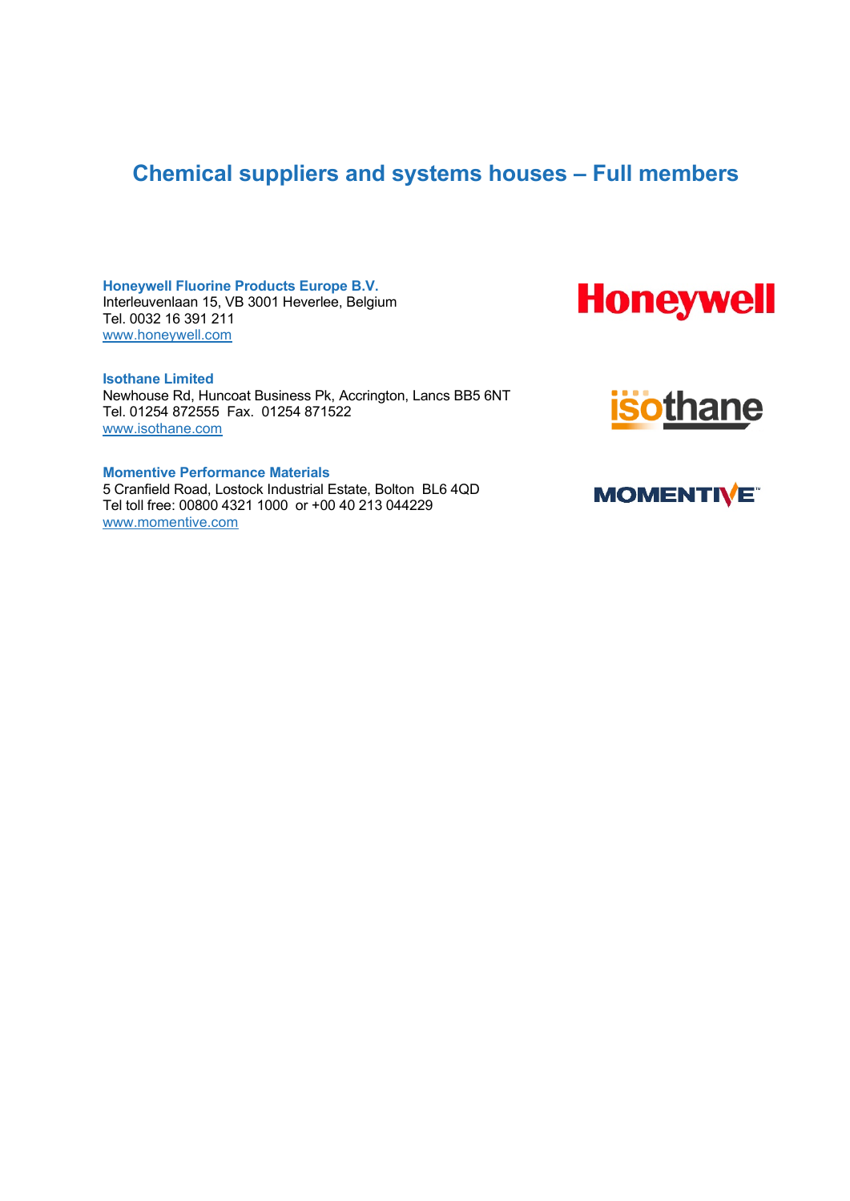## Chemical suppliers and systems houses – Full members

**Honeywell Fluorine Products Europe B.V.**
Interleuvenlaan 15, VB 3001 Heverlee, Belgium
Tel. 0032 16 391 211
www.honeywell.com

**Isothane Limited**
Newhouse Rd, Huncoat Business Pk, Accrington, Lancs BB5 6NT
Tel. 01254 872555 Fax. 01254 871522
www.isothane.com

**Momentive Performance Materials**
5 Cranfield Road, Lostock Industrial Estate, Bolton BL6 4QD
Tel toll free: 00800 4321 1000 or +00 40 213 044229
www.momentive.com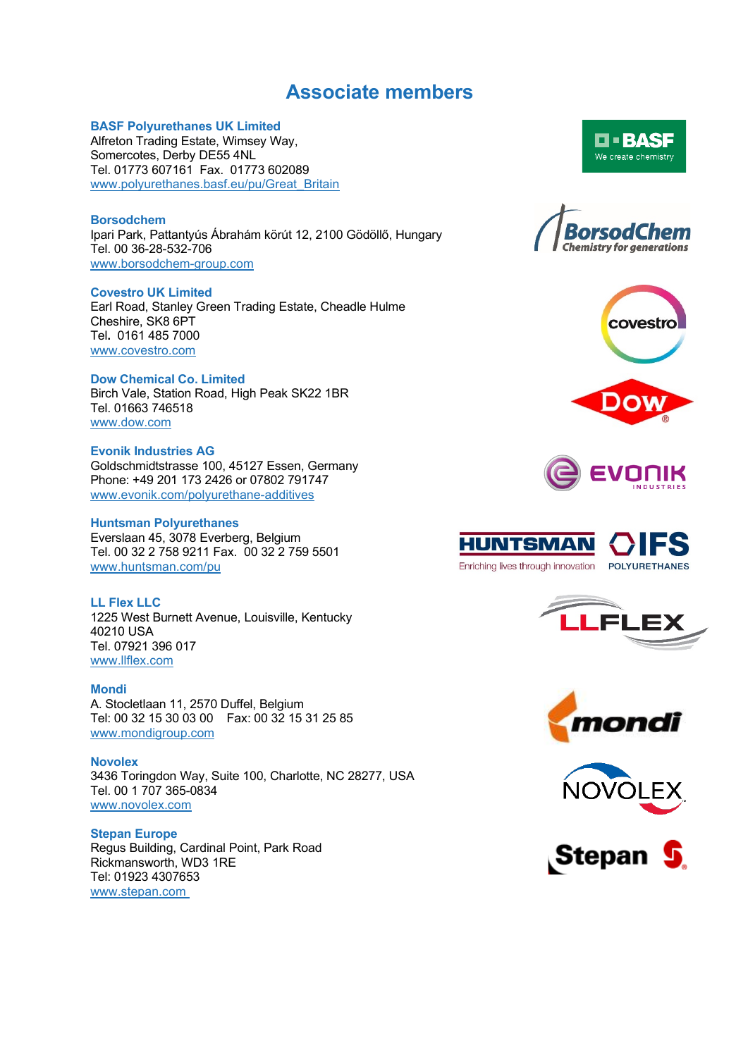# Associate members

**BASF Polyurethanes UK Limited**
Alfreton Trading Estate, Wimsey Way,
Somercotes, Derby DE55 4NL
Tel. 01773 607161 Fax. 01773 602089
www.polyurethanes.basf.eu/pu/Great_Britain

**Borsodchem**
Ipari Park, Pattantyús Ábrahám körút 12, 2100 Gödöllő, Hungary
Tel. 00 36-28-532-706
www.borsodchem-group.com

**Covestro UK Limited**
Earl Road, Stanley Green Trading Estate, Cheadle Hulme
Cheshire, SK8 6PT
Tel. 0161 485 7000
www.covestro.com

**Dow Chemical Co. Limited**
Birch Vale, Station Road, High Peak SK22 1BR
Tel. 01663 746518
www.dow.com

**Evonik Industries AG**
Goldschmidtstrasse 100, 45127 Essen, Germany
Phone: +49 201 173 2426 or 07802 791747
www.evonik.com/polyurethane-additives

**Huntsman Polyurethanes**
Everslaan 45, 3078 Everberg, Belgium
Tel. 00 32 2 758 9211 Fax. 00 32 2 759 5501
www.huntsman.com/pu

**LL Flex LLC**
1225 West Burnett Avenue, Louisville, Kentucky
40210 USA
Tel. 07921 396 017
www.llflex.com

**Mondi**
A. Stocletlaan 11, 2570 Duffel, Belgium
Tel: 00 32 15 30 03 00 Fax: 00 32 15 31 25 85
www.mondigroup.com

**Novolex**
3436 Toringdon Way, Suite 100, Charlotte, NC 28277, USA
Tel. 00 1 707 365-0834
www.novolex.com

**Stepan Europe**
Regus Building, Cardinal Point, Park Road
Rickmansworth, WD3 1RE
Tel: 01923 4307653
www.stepan.com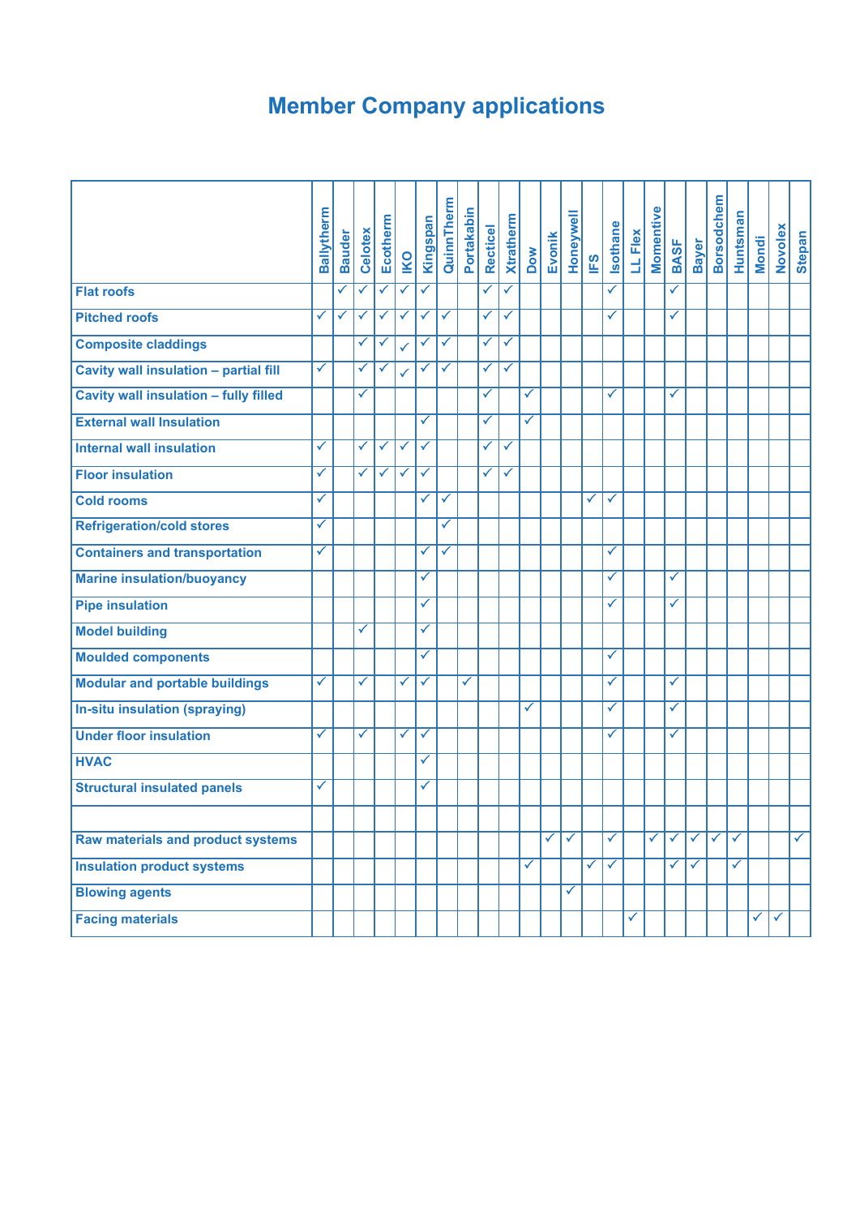# Member Company applications

| | Ballytherm | Bauder | Celotex | Ecotherm | IKO | Kingspan | QuinnTherm | Portakabin | Recticel | Xtratherm | Dow | Evonik | Honeywell | IFS | Isothane | LL Flex | Momentive | BASF | Bayer | Borsodchem | Huntsman | Mondi | Novolex | Stepan |
|---|---|---|---|---|---|---|---|---|---|---|---|---|---|---|---|---|---|---|---|---|---|---|---|---|
| **Flat roofs** | | ✓ | ✓ | ✓ | ✓ | ✓ | | | ✓ | ✓ | | | | | ✓ | | | ✓ | | | | | | |
| **Pitched roofs** | ✓ | ✓ | ✓ | ✓ | ✓ | ✓ | ✓ | | ✓ | ✓ | | | | | ✓ | | | ✓ | | | | | | |
| **Composite claddings** | | | ✓ | ✓ | ✓ | ✓ | ✓ | | ✓ | ✓ | | | | | | | | | | | | | | |
| **Cavity wall insulation – partial fill** | ✓ | | ✓ | ✓ | ✓ | ✓ | ✓ | | ✓ | ✓ | | | | | | | | | | | | | | |
| **Cavity wall insulation – fully filled** | | | ✓ | | | | | | ✓ | | ✓ | | | | ✓ | | | ✓ | | | | | | |
| **External wall Insulation** | | | | | | ✓ | | | ✓ | | ✓ | | | | | | | | | | | | | |
| **Internal wall insulation** | ✓ | | ✓ | ✓ | ✓ | ✓ | | | ✓ | ✓ | | | | | | | | | | | | | | |
| **Floor insulation** | ✓ | | ✓ | ✓ | ✓ | ✓ | | | ✓ | ✓ | | | | | | | | | | | | | | |
| **Cold rooms** | ✓ | | | | | ✓ | ✓ | | | | | | | ✓ | ✓ | | | | | | | | | |
| **Refrigeration/cold stores** | ✓ | | | | | | ✓ | | | | | | | | | | | | | | | | | |
| **Containers and transportation** | ✓ | | | | | ✓ | ✓ | | | | | | | | ✓ | | | | | | | | | |
| **Marine insulation/buoyancy** | | | | | | ✓ | | | | | | | | | ✓ | | | ✓ | | | | | | |
| **Pipe insulation** | | | | | | ✓ | | | | | | | | | ✓ | | | ✓ | | | | | | |
| **Model building** | | | ✓ | | | ✓ | | | | | | | | | | | | | | | | | | |
| **Moulded components** | | | | | | ✓ | | | | | | | | | ✓ | | | | | | | | | |
| **Modular and portable buildings** | ✓ | | ✓ | | ✓ | ✓ | | ✓ | | | | | | | ✓ | | | ✓ | | | | | | |
| **In-situ insulation (spraying)** | | | | | | | | | | | ✓ | | | | ✓ | | | ✓ | | | | | | |
| **Under floor insulation** | ✓ | | ✓ | | ✓ | ✓ | | | | | | | | | ✓ | | | ✓ | | | | | | |
| **HVAC** | | | | | | ✓ | | | | | | | | | | | | | | | | | | |
| **Structural insulated panels** | ✓ | | | | | ✓ | | | | | | | | | | | | | | | | | | |
| | | | | | | | | | | | | | | | | | | | | | | | | |
| **Raw materials and product systems** | | | | | | | | | | | | ✓ | ✓ | | ✓ | | ✓ | ✓ | ✓ | ✓ | ✓ | | | ✓ |
| **Insulation product systems** | | | | | | | | | | | ✓ | | | ✓ | ✓ | | | ✓ | ✓ | | ✓ | | | |
| **Blowing agents** | | | | | | | | | | | | | ✓ | | | | | | | | | | | |
| **Facing materials** | | | | | | | | | | | | | | | | ✓ | | | | | | ✓ | ✓ | |